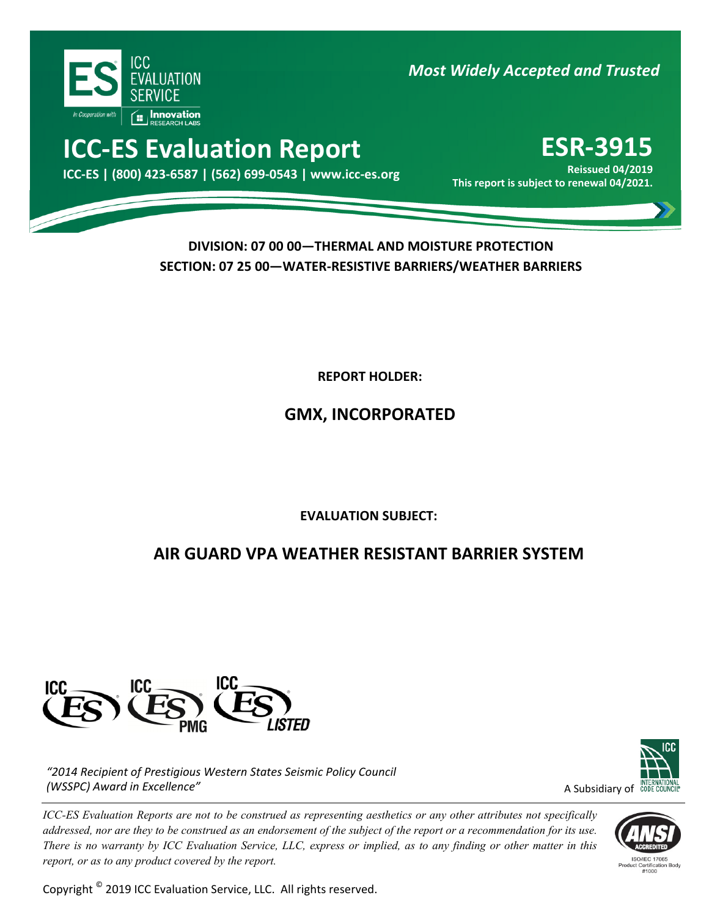ICC EVALUATION SERVICE

In Cooperation with Innovation RESEARCH LABS

*Most Widely Accepted and Trusted*

# ICC-ES Evaluation Report

**ICC-ES | (800) 423-6587 | (562) 699-0543 | www.icc-es.org**

# ESR-3915

**Reissued 04/2019**

**This report is subject to renewal 04/2021.**

**DIVISION: 07 00 00—THERMAL AND MOISTURE PROTECTION**

**SECTION: 07 25 00—WATER-RESISTIVE BARRIERS/WEATHER BARRIERS**

**REPORT HOLDER:**

## GMX, INCORPORATED

**EVALUATION SUBJECT:**

## AIR GUARD VPA WEATHER RESISTANT BARRIER SYSTEM

*"2014 Recipient of Prestigious Western States Seismic Policy Council (WSSPC) Award in Excellence"*

A Subsidiary of INTERNATIONAL CODE COUNCIL

*ICC-ES Evaluation Reports are not to be construed as representing aesthetics or any other attributes not specifically addressed, nor are they to be construed as an endorsement of the subject of the report or a recommendation for its use. There is no warranty by ICC Evaluation Service, LLC, express or implied, as to any finding or other matter in this report, or as to any product covered by the report.*

ISO/IEC 17065 Product Certification Body #1000

Copyright © 2019 ICC Evaluation Service, LLC. All rights reserved.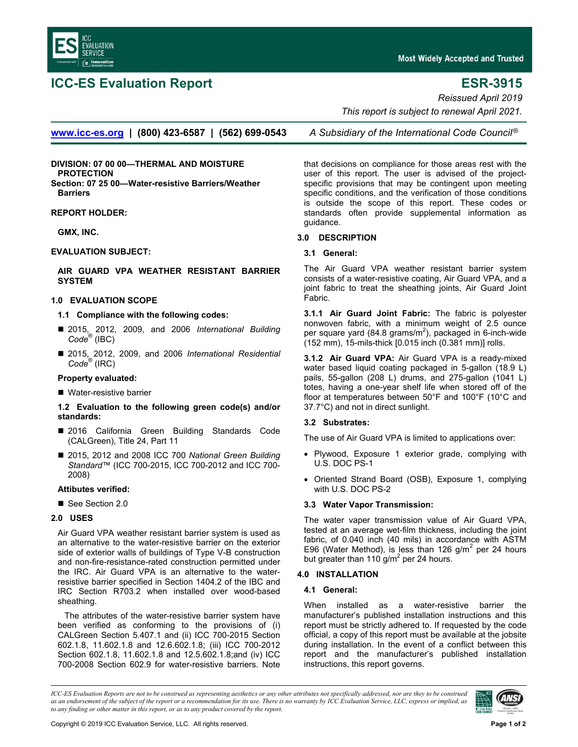# ICC-ES Evaluation Report

# ESR-3915

*Reissued April 2019*

*This report is subject to renewal April 2021.*

www.icc-es.org | (800) 423-6587 | (562) 699-0543 *A Subsidiary of the International Code Council®*

**DIVISION: 07 00 00—THERMAL AND MOISTURE PROTECTION**

**Section: 07 25 00—Water-resistive Barriers/Weather Barriers**

**REPORT HOLDER:**

**GMX, INC.**

**EVALUATION SUBJECT:**

**AIR GUARD VPA WEATHER RESISTANT BARRIER SYSTEM**

## 1.0 EVALUATION SCOPE

### 1.1 Compliance with the following codes:

- 2015, 2012, 2009, and 2006 *International Building Code®* (IBC)
- 2015, 2012, 2009, and 2006 *International Residential Code®* (IRC)

**Property evaluated:**

- Water-resistive barrier

### 1.2 Evaluation to the following green code(s) and/or standards:

- 2016 California Green Building Standards Code (CALGreen), Title 24, Part 11
- 2015, 2012 and 2008 ICC 700 *National Green Building Standard*™ (ICC 700-2015, ICC 700-2012 and ICC 700-2008)

**Attibutes verified:**

- See Section 2.0

## 2.0 USES

Air Guard VPA weather resistant barrier system is used as an alternative to the water-resistive barrier on the exterior side of exterior walls of buildings of Type V-B construction and non-fire-resistance-rated construction permitted under the IRC. Air Guard VPA is an alternative to the water-resistive barrier specified in Section 1404.2 of the IBC and IRC Section R703.2 when installed over wood-based sheathing.

The attributes of the water-resistive barrier system have been verified as conforming to the provisions of (i) CALGreen Section 5.407.1 and (ii) ICC 700-2015 Section 602.1.8, 11.602.1.8 and 12.6.602.1.8; (iii) ICC 700-2012 Section 602.1.8, 11.602.1.8 and 12.5.602.1.8;and (iv) ICC 700-2008 Section 602.9 for water-resistive barriers. Note that decisions on compliance for those areas rest with the user of this report. The user is advised of the project-specific provisions that may be contingent upon meeting specific conditions, and the verification of those conditions is outside the scope of this report. These codes or standards often provide supplemental information as guidance.

## 3.0 DESCRIPTION

### 3.1 General:

The Air Guard VPA weather resistant barrier system consists of a water-resistive coating, Air Guard VPA, and a joint fabric to treat the sheathing joints, Air Guard Joint Fabric.

**3.1.1 Air Guard Joint Fabric:** The fabric is polyester nonwoven fabric, with a minimum weight of 2.5 ounce per square yard (84.8 grams/$m^2$), packaged in 6-inch-wide (152 mm), 15-mils-thick [0.015 inch (0.381 mm)] rolls.

**3.1.2 Air Guard VPA:** Air Guard VPA is a ready-mixed water based liquid coating packaged in 5-gallon (18.9 L) pails, 55-gallon (208 L) drums, and 275-gallon (1041 L) totes, having a one-year shelf life when stored off of the floor at temperatures between 50°F and 100°F (10°C and 37.7°C) and not in direct sunlight.

### 3.2 Substrates:

The use of Air Guard VPA is limited to applications over:

- Plywood, Exposure 1 exterior grade, complying with U.S. DOC PS-1
- Oriented Strand Board (OSB), Exposure 1, complying with U.S. DOC PS-2

### 3.3 Water Vapor Transmission:

The water vaper transmission value of Air Guard VPA, tested at an average wet-film thickness, including the joint fabric, of 0.040 inch (40 mils) in accordance with ASTM E96 (Water Method), is less than 126 g/$m^2$ per 24 hours but greater than 110 g/$m^2$ per 24 hours.

## 4.0 INSTALLATION

### 4.1 General:

When installed as a water-resistive barrier the manufacturer's published installation instructions and this report must be strictly adhered to. If requested by the code official, a copy of this report must be available at the jobsite during installation. In the event of a conflict between this report and the manufacturer's published installation instructions, this report governs.

*ICC-ES Evaluation Reports are not to be construed as representing aesthetics or any other attributes not specifically addressed, nor are they to be construed as an endorsement of the subject of the report or a recommendation for its use. There is no warranty by ICC Evaluation Service, LLC, express or implied, as to any finding or other matter in this report, or as to any product covered by the report.*

Copyright © 2019 ICC Evaluation Service, LLC. All rights reserved.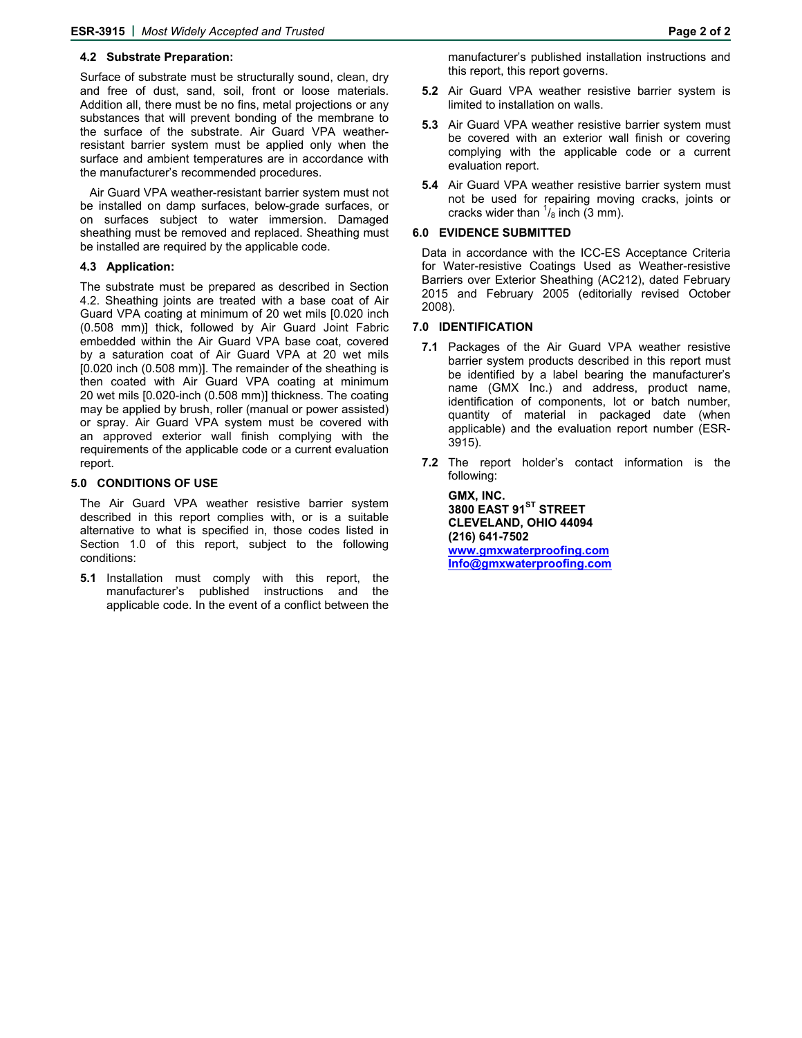### 4.2 Substrate Preparation:

Surface of substrate must be structurally sound, clean, dry and free of dust, sand, soil, front or loose materials. Addition all, there must be no fins, metal projections or any substances that will prevent bonding of the membrane to the surface of the substrate. Air Guard VPA weather-resistant barrier system must be applied only when the surface and ambient temperatures are in accordance with the manufacturer's recommended procedures.

Air Guard VPA weather-resistant barrier system must not be installed on damp surfaces, below-grade surfaces, or on surfaces subject to water immersion. Damaged sheathing must be removed and replaced. Sheathing must be installed are required by the applicable code.

### 4.3 Application:

The substrate must be prepared as described in Section 4.2. Sheathing joints are treated with a base coat of Air Guard VPA coating at minimum of 20 wet mils [0.020 inch (0.508 mm)] thick, followed by Air Guard Joint Fabric embedded within the Air Guard VPA base coat, covered by a saturation coat of Air Guard VPA at 20 wet mils [0.020 inch (0.508 mm)]. The remainder of the sheathing is then coated with Air Guard VPA coating at minimum 20 wet mils [0.020-inch (0.508 mm)] thickness. The coating may be applied by brush, roller (manual or power assisted) or spray. Air Guard VPA system must be covered with an approved exterior wall finish complying with the requirements of the applicable code or a current evaluation report.

## 5.0 CONDITIONS OF USE

The Air Guard VPA weather resistive barrier system described in this report complies with, or is a suitable alternative to what is specified in, those codes listed in Section 1.0 of this report, subject to the following conditions:

**5.1** Installation must comply with this report, the manufacturer's published instructions and the applicable code. In the event of a conflict between the manufacturer's published installation instructions and this report, this report governs.

**5.2** Air Guard VPA weather resistive barrier system is limited to installation on walls.

**5.3** Air Guard VPA weather resistive barrier system must be covered with an exterior wall finish or covering complying with the applicable code or a current evaluation report.

**5.4** Air Guard VPA weather resistive barrier system must not be used for repairing moving cracks, joints or cracks wider than $^{1}/_{8}$ inch (3 mm).

## 6.0 EVIDENCE SUBMITTED

Data in accordance with the ICC-ES Acceptance Criteria for Water-resistive Coatings Used as Weather-resistive Barriers over Exterior Sheathing (AC212), dated February 2015 and February 2005 (editorially revised October 2008).

## 7.0 IDENTIFICATION

**7.1** Packages of the Air Guard VPA weather resistive barrier system products described in this report must be identified by a label bearing the manufacturer's name (GMX Inc.) and address, product name, identification of components, lot or batch number, quantity of material in packaged date (when applicable) and the evaluation report number (ESR-3915).

**7.2** The report holder's contact information is the following:

**GMX, INC.**
**3800 EAST 91$^{ST}$ STREET**
**CLEVELAND, OHIO 44094**
**(216) 641-7502**
**www.gmxwaterproofing.com**
**Info@gmxwaterproofing.com**